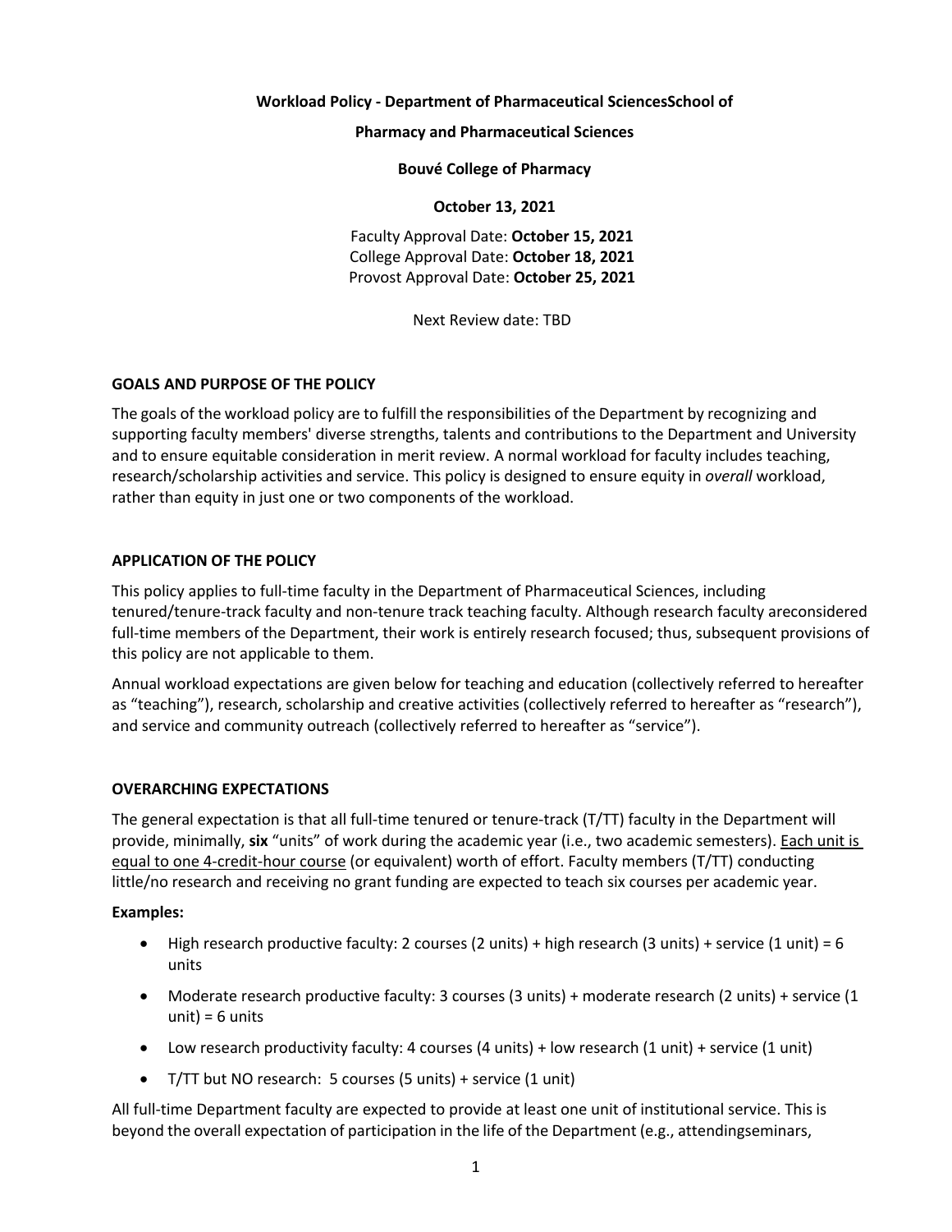**Workload Policy - Department of Pharmaceutical SciencesSchool of**

**Pharmacy and Pharmaceutical Sciences**

**Bouvé College of Pharmacy**

**October 13, 2021**

Faculty Approval Date: **October 15, 2021**
College Approval Date: **October 18, 2021**
Provost Approval Date: **October 25, 2021**

Next Review date: TBD

## GOALS AND PURPOSE OF THE POLICY

The goals of the workload policy are to fulfill the responsibilities of the Department by recognizing and supporting faculty members' diverse strengths, talents and contributions to the Department and University and to ensure equitable consideration in merit review. A normal workload for faculty includes teaching, research/scholarship activities and service. This policy is designed to ensure equity in *overall* workload, rather than equity in just one or two components of the workload.

## APPLICATION OF THE POLICY

This policy applies to full-time faculty in the Department of Pharmaceutical Sciences, including tenured/tenure-track faculty and non-tenure track teaching faculty. Although research faculty areconsidered full-time members of the Department, their work is entirely research focused; thus, subsequent provisions of this policy are not applicable to them.

Annual workload expectations are given below for teaching and education (collectively referred to hereafter as "teaching"), research, scholarship and creative activities (collectively referred to hereafter as "research"), and service and community outreach (collectively referred to hereafter as "service").

## OVERARCHING EXPECTATIONS

The general expectation is that all full-time tenured or tenure-track (T/TT) faculty in the Department will provide, minimally, **six** "units" of work during the academic year (i.e., two academic semesters). Each unit is equal to one 4-credit-hour course (or equivalent) worth of effort. Faculty members (T/TT) conducting little/no research and receiving no grant funding are expected to teach six courses per academic year.

**Examples:**

- High research productive faculty: 2 courses (2 units) + high research (3 units) + service (1 unit) = 6 units
- Moderate research productive faculty: 3 courses (3 units) + moderate research (2 units) + service (1 unit) = 6 units
- Low research productivity faculty: 4 courses (4 units) + low research (1 unit) + service (1 unit)
- T/TT but NO research: 5 courses (5 units) + service (1 unit)

All full-time Department faculty are expected to provide at least one unit of institutional service. This is beyond the overall expectation of participation in the life of the Department (e.g., attendingseminars,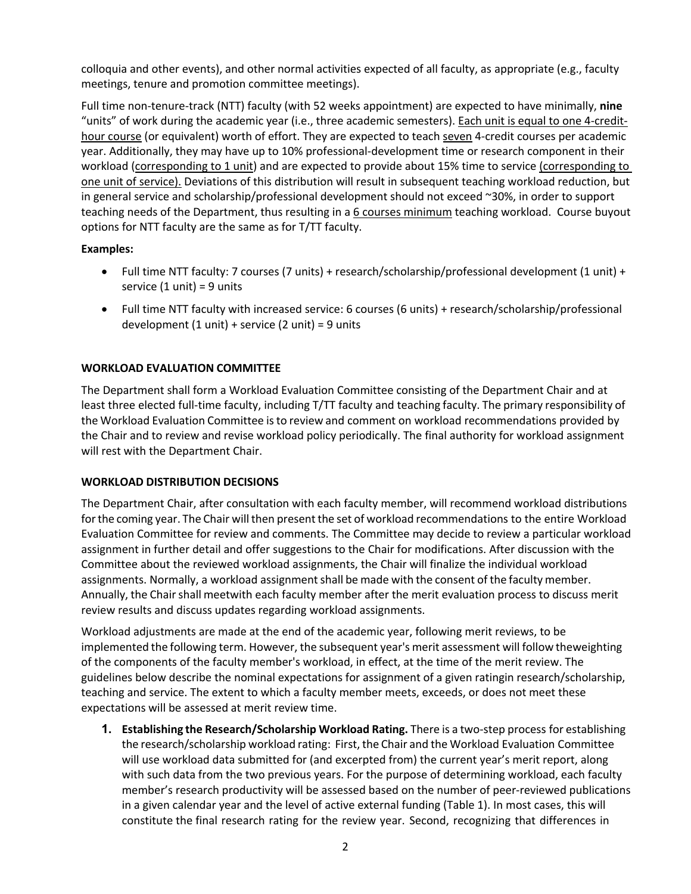colloquia and other events), and other normal activities expected of all faculty, as appropriate (e.g., faculty meetings, tenure and promotion committee meetings).

Full time non-tenure-track (NTT) faculty (with 52 weeks appointment) are expected to have minimally, **nine** "units" of work during the academic year (i.e., three academic semesters). Each unit is equal to one 4-credit-hour course (or equivalent) worth of effort. They are expected to teach seven 4-credit courses per academic year. Additionally, they may have up to 10% professional-development time or research component in their workload (corresponding to 1 unit) and are expected to provide about 15% time to service (corresponding to one unit of service). Deviations of this distribution will result in subsequent teaching workload reduction, but in general service and scholarship/professional development should not exceed ~30%, in order to support teaching needs of the Department, thus resulting in a 6 courses minimum teaching workload. Course buyout options for NTT faculty are the same as for T/TT faculty.

**Examples:**

- Full time NTT faculty: 7 courses (7 units) + research/scholarship/professional development (1 unit) + service (1 unit) = 9 units
- Full time NTT faculty with increased service: 6 courses (6 units) + research/scholarship/professional development (1 unit) + service (2 unit) = 9 units

**WORKLOAD EVALUATION COMMITTEE**

The Department shall form a Workload Evaluation Committee consisting of the Department Chair and at least three elected full-time faculty, including T/TT faculty and teaching faculty. The primary responsibility of the Workload Evaluation Committee is to review and comment on workload recommendations provided by the Chair and to review and revise workload policy periodically. The final authority for workload assignment will rest with the Department Chair.

**WORKLOAD DISTRIBUTION DECISIONS**

The Department Chair, after consultation with each faculty member, will recommend workload distributions for the coming year. The Chair will then present the set of workload recommendations to the entire Workload Evaluation Committee for review and comments. The Committee may decide to review a particular workload assignment in further detail and offer suggestions to the Chair for modifications. After discussion with the Committee about the reviewed workload assignments, the Chair will finalize the individual workload assignments. Normally, a workload assignment shall be made with the consent of the faculty member. Annually, the Chair shall meet with each faculty member after the merit evaluation process to discuss merit review results and discuss updates regarding workload assignments.

Workload adjustments are made at the end of the academic year, following merit reviews, to be implemented the following term. However, the subsequent year's merit assessment will follow the weighting of the components of the faculty member's workload, in effect, at the time of the merit review. The guidelines below describe the nominal expectations for assignment of a given rating in research/scholarship, teaching and service. The extent to which a faculty member meets, exceeds, or does not meet these expectations will be assessed at merit review time.

1. **Establishing the Research/Scholarship Workload Rating.** There is a two-step process for establishing the research/scholarship workload rating: First, the Chair and the Workload Evaluation Committee will use workload data submitted for (and excerpted from) the current year's merit report, along with such data from the two previous years. For the purpose of determining workload, each faculty member's research productivity will be assessed based on the number of peer-reviewed publications in a given calendar year and the level of active external funding (Table 1). In most cases, this will constitute the final research rating for the review year. Second, recognizing that differences in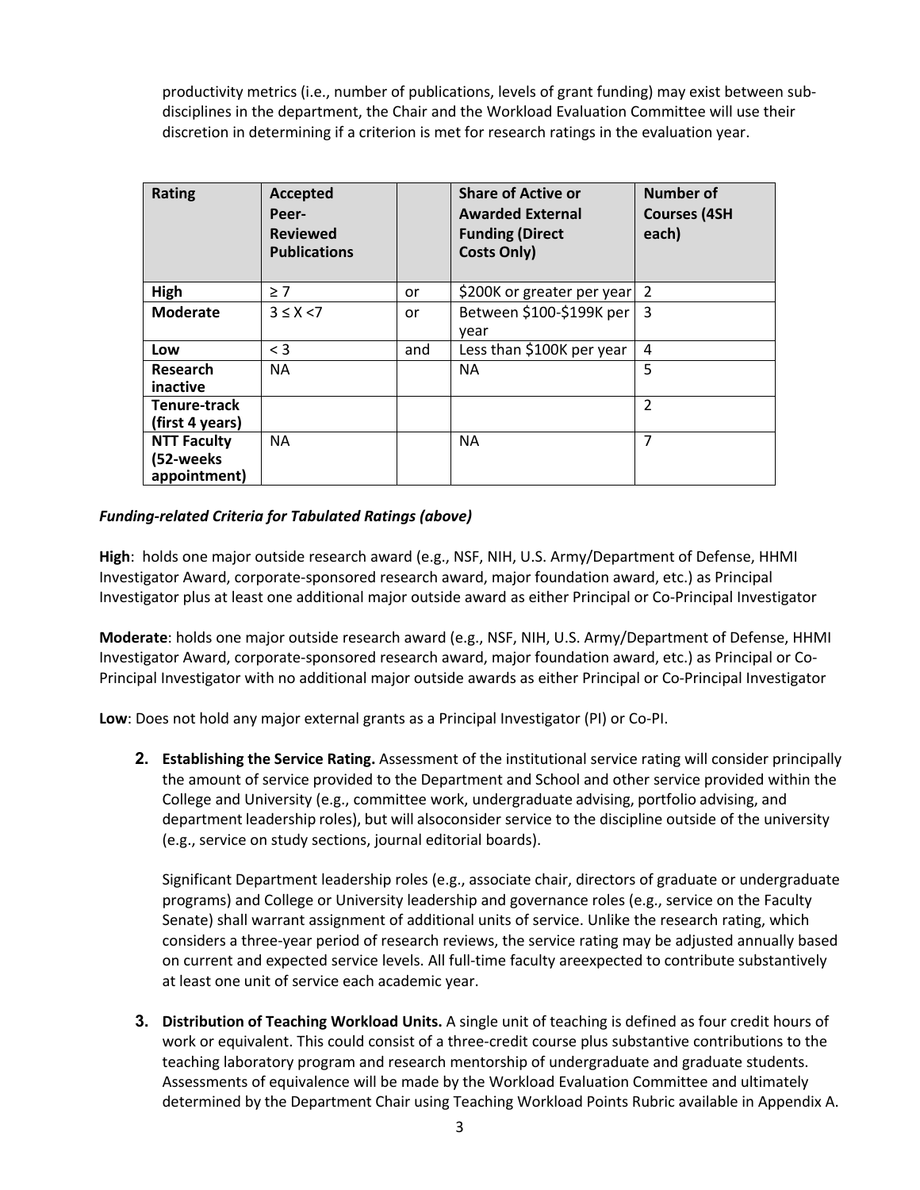productivity metrics (i.e., number of publications, levels of grant funding) may exist between sub-disciplines in the department, the Chair and the Workload Evaluation Committee will use their discretion in determining if a criterion is met for research ratings in the evaluation year.

| Rating | Accepted Peer-Reviewed Publications | | Share of Active or Awarded External Funding (Direct Costs Only) | Number of Courses (4SH each) |
|---|---|---|---|---|
| **High** | ≥ 7 | or | $200K or greater per year | 2 |
| **Moderate** | 3 ≤ X <7 | or | Between $100-$199K per year | 3 |
| **Low** | < 3 | and | Less than $100K per year | 4 |
| **Research inactive** | NA | | NA | 5 |
| **Tenure-track (first 4 years)** | | | | 2 |
| **NTT Faculty (52-weeks appointment)** | NA | | NA | 7 |

***Funding-related Criteria for Tabulated Ratings (above)***

**High**: holds one major outside research award (e.g., NSF, NIH, U.S. Army/Department of Defense, HHMI Investigator Award, corporate-sponsored research award, major foundation award, etc.) as Principal Investigator plus at least one additional major outside award as either Principal or Co-Principal Investigator

**Moderate**: holds one major outside research award (e.g., NSF, NIH, U.S. Army/Department of Defense, HHMI Investigator Award, corporate-sponsored research award, major foundation award, etc.) as Principal or Co-Principal Investigator with no additional major outside awards as either Principal or Co-Principal Investigator

**Low**: Does not hold any major external grants as a Principal Investigator (PI) or Co-PI.

2. **Establishing the Service Rating.** Assessment of the institutional service rating will consider principally the amount of service provided to the Department and School and other service provided within the College and University (e.g., committee work, undergraduate advising, portfolio advising, and department leadership roles), but will alsoconsider service to the discipline outside of the university (e.g., service on study sections, journal editorial boards).

   Significant Department leadership roles (e.g., associate chair, directors of graduate or undergraduate programs) and College or University leadership and governance roles (e.g., service on the Faculty Senate) shall warrant assignment of additional units of service. Unlike the research rating, which considers a three-year period of research reviews, the service rating may be adjusted annually based on current and expected service levels. All full-time faculty areexpected to contribute substantively at least one unit of service each academic year.

3. **Distribution of Teaching Workload Units.** A single unit of teaching is defined as four credit hours of work or equivalent. This could consist of a three-credit course plus substantive contributions to the teaching laboratory program and research mentorship of undergraduate and graduate students. Assessments of equivalence will be made by the Workload Evaluation Committee and ultimately determined by the Department Chair using Teaching Workload Points Rubric available in Appendix A.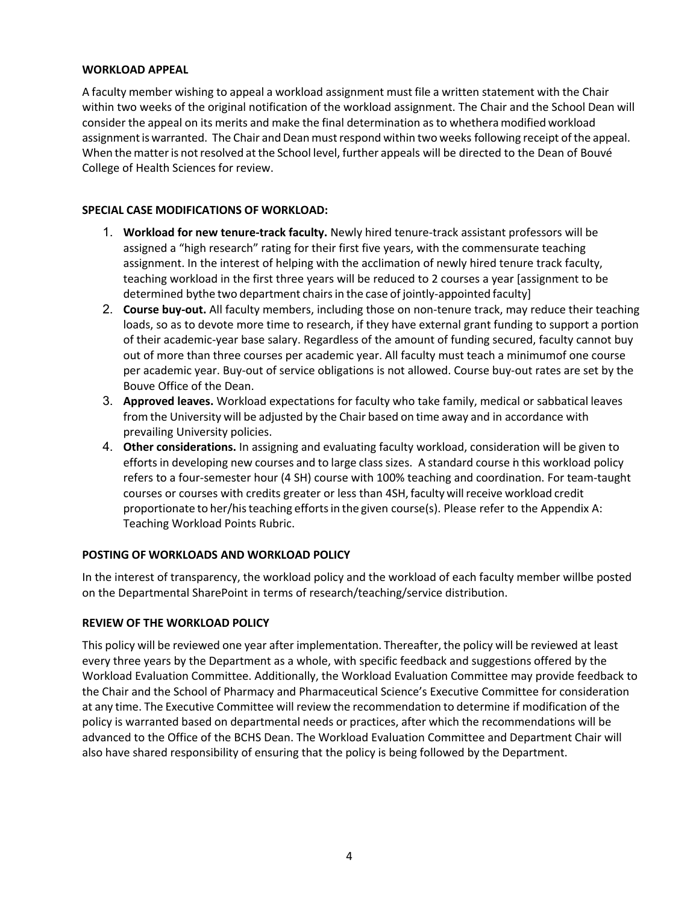**WORKLOAD APPEAL**

A faculty member wishing to appeal a workload assignment must file a written statement with the Chair within two weeks of the original notification of the workload assignment. The Chair and the School Dean will consider the appeal on its merits and make the final determination as to whethera modified workload assignment is warranted. The Chair and Dean must respond within two weeks following receipt of the appeal. When the matter is not resolved at the School level, further appeals will be directed to the Dean of Bouvé College of Health Sciences for review.

**SPECIAL CASE MODIFICATIONS OF WORKLOAD:**

1. **Workload for new tenure-track faculty.** Newly hired tenure-track assistant professors will be assigned a "high research" rating for their first five years, with the commensurate teaching assignment. In the interest of helping with the acclimation of newly hired tenure track faculty, teaching workload in the first three years will be reduced to 2 courses a year [assignment to be determined bythe two department chairs in the case of jointly-appointed faculty]
2. **Course buy-out.** All faculty members, including those on non-tenure track, may reduce their teaching loads, so as to devote more time to research, if they have external grant funding to support a portion of their academic-year base salary. Regardless of the amount of funding secured, faculty cannot buy out of more than three courses per academic year. All faculty must teach a minimumof one course per academic year. Buy-out of service obligations is not allowed. Course buy-out rates are set by the Bouve Office of the Dean.
3. **Approved leaves.** Workload expectations for faculty who take family, medical or sabbatical leaves from the University will be adjusted by the Chair based on time away and in accordance with prevailing University policies.
4. **Other considerations.** In assigning and evaluating faculty workload, consideration will be given to efforts in developing new courses and to large class sizes. A standard course n this workload policy refers to a four-semester hour (4 SH) course with 100% teaching and coordination. For team-taught courses or courses with credits greater or less than 4SH, faculty will receive workload credit proportionate to her/his teaching efforts in the given course(s). Please refer to the Appendix A: Teaching Workload Points Rubric.

**POSTING OF WORKLOADS AND WORKLOAD POLICY**

In the interest of transparency, the workload policy and the workload of each faculty member willbe posted on the Departmental SharePoint in terms of research/teaching/service distribution.

**REVIEW OF THE WORKLOAD POLICY**

This policy will be reviewed one year after implementation. Thereafter, the policy will be reviewed at least every three years by the Department as a whole, with specific feedback and suggestions offered by the Workload Evaluation Committee. Additionally, the Workload Evaluation Committee may provide feedback to the Chair and the School of Pharmacy and Pharmaceutical Science's Executive Committee for consideration at any time. The Executive Committee will review the recommendation to determine if modification of the policy is warranted based on departmental needs or practices, after which the recommendations will be advanced to the Office of the BCHS Dean. The Workload Evaluation Committee and Department Chair will also have shared responsibility of ensuring that the policy is being followed by the Department.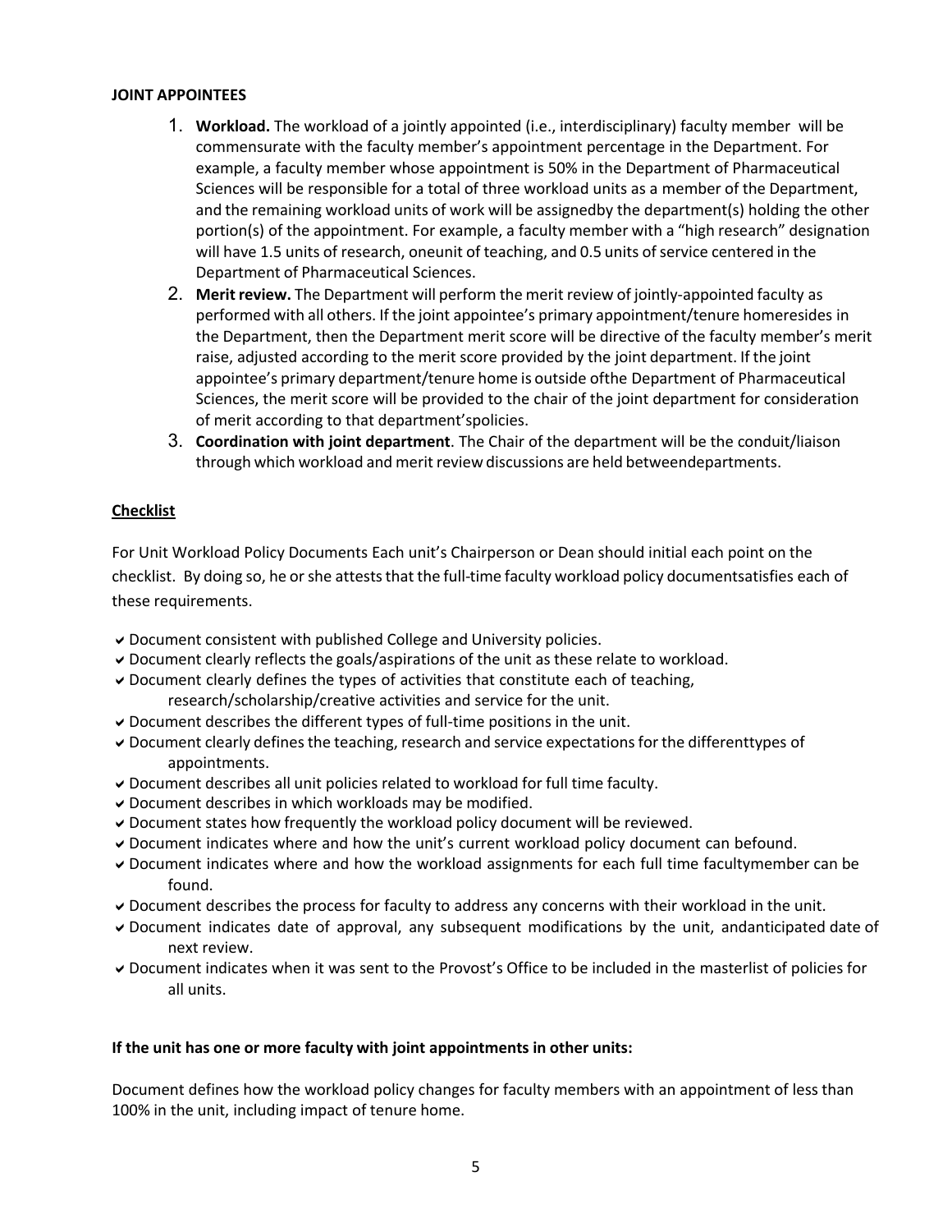**JOINT APPOINTEES**

1. **Workload.** The workload of a jointly appointed (i.e., interdisciplinary) faculty member will be commensurate with the faculty member's appointment percentage in the Department. For example, a faculty member whose appointment is 50% in the Department of Pharmaceutical Sciences will be responsible for a total of three workload units as a member of the Department, and the remaining workload units of work will be assignedby the department(s) holding the other portion(s) of the appointment. For example, a faculty member with a "high research" designation will have 1.5 units of research, oneunit of teaching, and 0.5 units of service centered in the Department of Pharmaceutical Sciences.
2. **Merit review.** The Department will perform the merit review of jointly-appointed faculty as performed with all others. If the joint appointee's primary appointment/tenure homeresides in the Department, then the Department merit score will be directive of the faculty member's merit raise, adjusted according to the merit score provided by the joint department. If the joint appointee's primary department/tenure home is outside ofthe Department of Pharmaceutical Sciences, the merit score will be provided to the chair of the joint department for consideration of merit according to that department'spolicies.
3. **Coordination with joint department**. The Chair of the department will be the conduit/liaison through which workload and merit review discussions are held betweendepartments.

<u>**Checklist**</u>

For Unit Workload Policy Documents Each unit's Chairperson or Dean should initial each point on the checklist. By doing so, he or she attests that the full-time faculty workload policy documentsatisfies each of these requirements.

- ✔ Document consistent with published College and University policies.
- ✔ Document clearly reflects the goals/aspirations of the unit as these relate to workload.
- ✔ Document clearly defines the types of activities that constitute each of teaching, research/scholarship/creative activities and service for the unit.
- ✔ Document describes the different types of full-time positions in the unit.
- ✔ Document clearly defines the teaching, research and service expectations for the differenttypes of appointments.
- ✔ Document describes all unit policies related to workload for full time faculty.
- ✔ Document describes in which workloads may be modified.
- ✔ Document states how frequently the workload policy document will be reviewed.
- ✔ Document indicates where and how the unit's current workload policy document can befound.
- ✔ Document indicates where and how the workload assignments for each full time facultymember can be found.
- ✔ Document describes the process for faculty to address any concerns with their workload in the unit.
- ✔ Document indicates date of approval, any subsequent modifications by the unit, andanticipated date of next review.
- ✔ Document indicates when it was sent to the Provost's Office to be included in the masterlist of policies for all units.

**If the unit has one or more faculty with joint appointments in other units:**

Document defines how the workload policy changes for faculty members with an appointment of less than 100% in the unit, including impact of tenure home.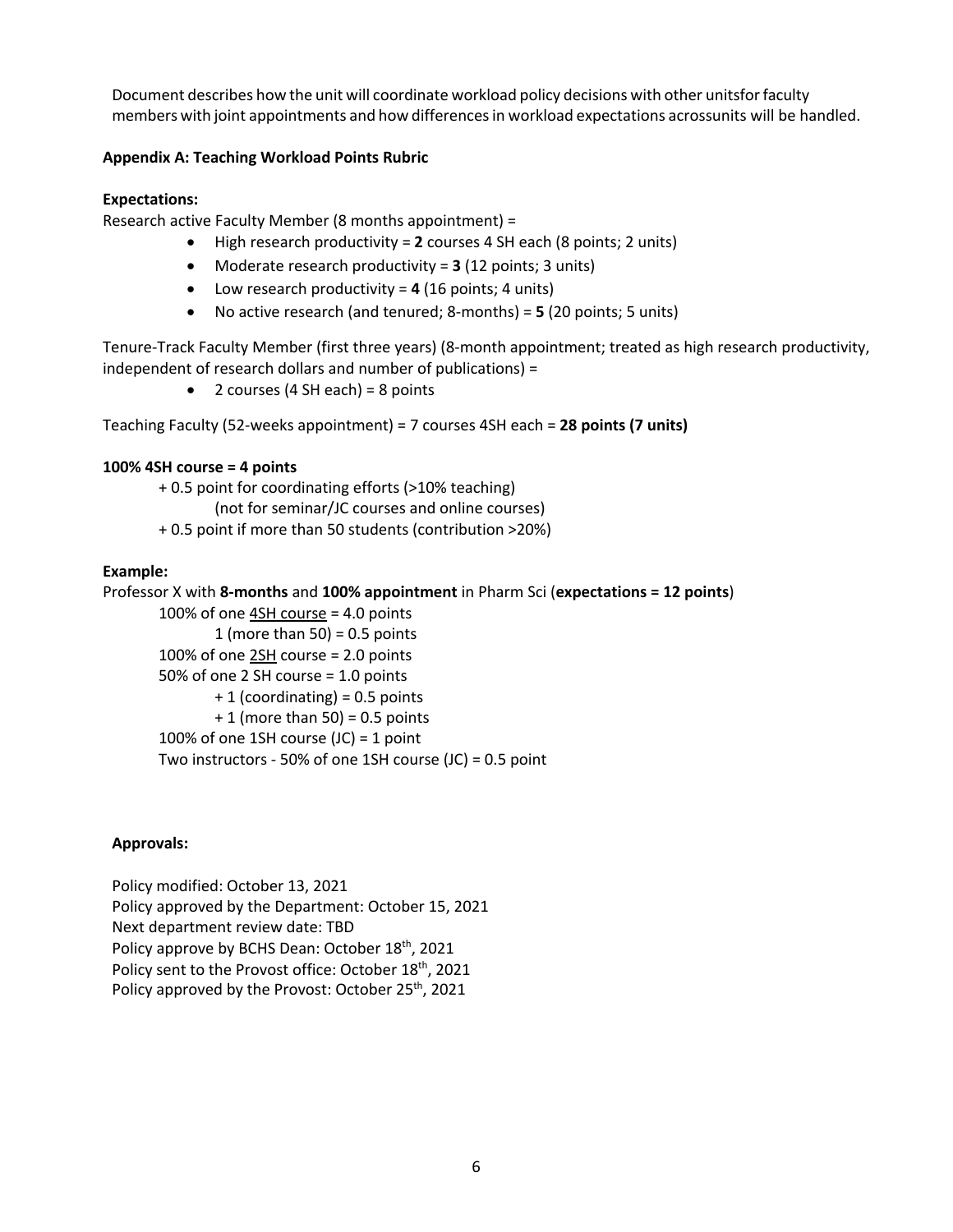Document describes how the unit will coordinate workload policy decisions with other unitsfor faculty members with joint appointments and how differences in workload expectations acrossunits will be handled.

**Appendix A: Teaching Workload Points Rubric**

**Expectations:**

Research active Faculty Member (8 months appointment) =

- High research productivity = **2** courses 4 SH each (8 points; 2 units)
- Moderate research productivity = **3** (12 points; 3 units)
- Low research productivity = **4** (16 points; 4 units)
- No active research (and tenured; 8-months) = **5** (20 points; 5 units)

Tenure-Track Faculty Member (first three years) (8-month appointment; treated as high research productivity, independent of research dollars and number of publications) =

- 2 courses (4 SH each) = 8 points

Teaching Faculty (52-weeks appointment) = 7 courses 4SH each = **28 points (7 units)**

**100% 4SH course = 4 points**

+ 0.5 point for coordinating efforts (>10% teaching)
  (not for seminar/JC courses and online courses)
+ 0.5 point if more than 50 students (contribution >20%)

**Example:**

Professor X with **8-months** and **100% appointment** in Pharm Sci (**expectations = 12 points**)

100% of one 4SH course = 4.0 points
    1 (more than 50) = 0.5 points
100% of one 2SH course = 2.0 points
50% of one 2 SH course = 1.0 points
    + 1 (coordinating) = 0.5 points
    + 1 (more than 50) = 0.5 points
100% of one 1SH course (JC) = 1 point
Two instructors - 50% of one 1SH course (JC) = 0.5 point

**Approvals:**

Policy modified: October 13, 2021
Policy approved by the Department: October 15, 2021
Next department review date: TBD
Policy approve by BCHS Dean: October 18th, 2021
Policy sent to the Provost office: October 18th, 2021
Policy approved by the Provost: October 25th, 2021